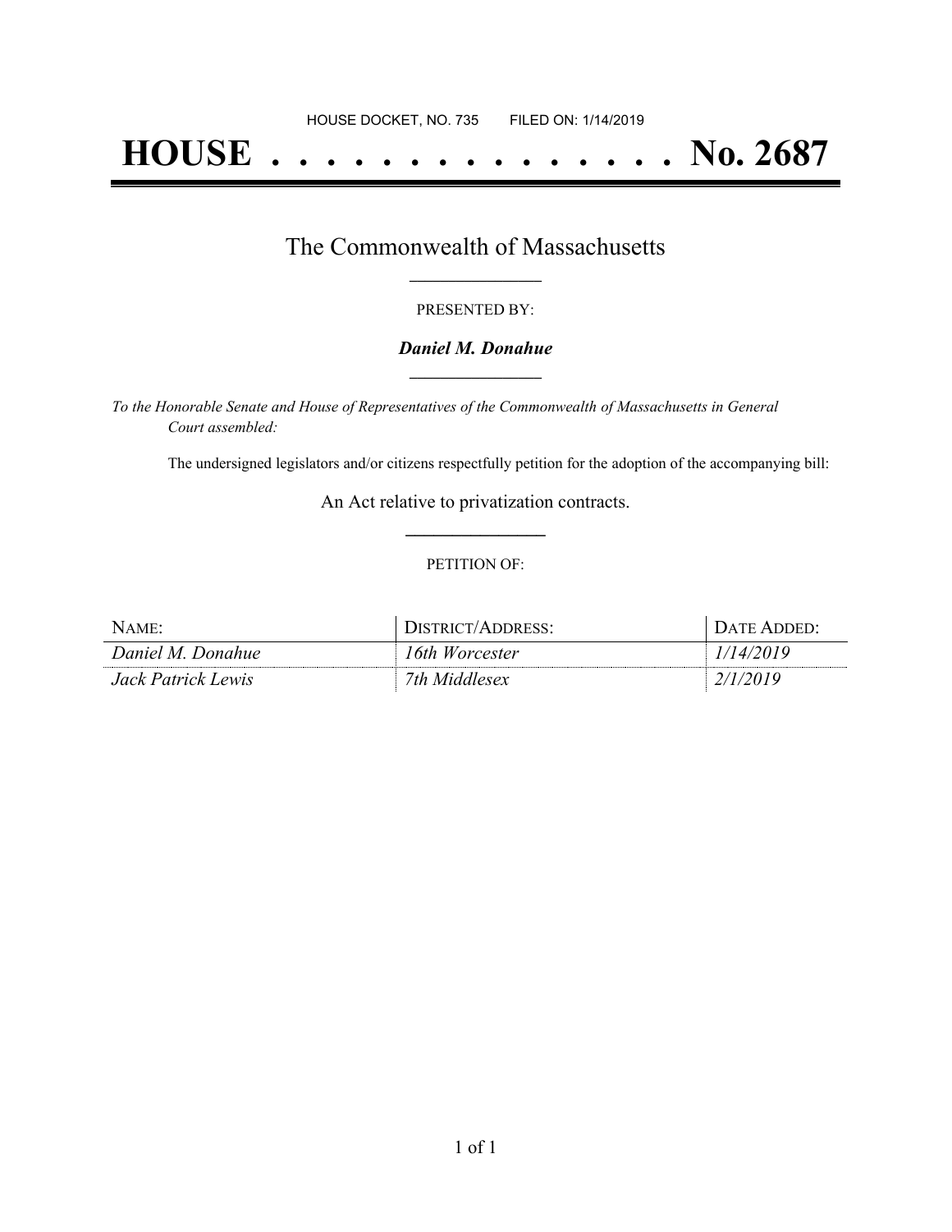HOUSE DOCKET, NO. 735 FILED ON: 1/14/2019

# HOUSE . . . . . . . . . . . . . . . No. 2687

## The Commonwealth of Massachusetts

PRESENTED BY:

***Daniel M. Donahue***

*To the Honorable Senate and House of Representatives of the Commonwealth of Massachusetts in General Court assembled:*

The undersigned legislators and/or citizens respectfully petition for the adoption of the accompanying bill:

An Act relative to privatization contracts.

PETITION OF:

| NAME: | DISTRICT/ADDRESS: | DATE ADDED: |
|---|---|---|
| *Daniel M. Donahue* | *16th Worcester* | *1/14/2019* |
| *Jack Patrick Lewis* | *7th Middlesex* | *2/1/2019* |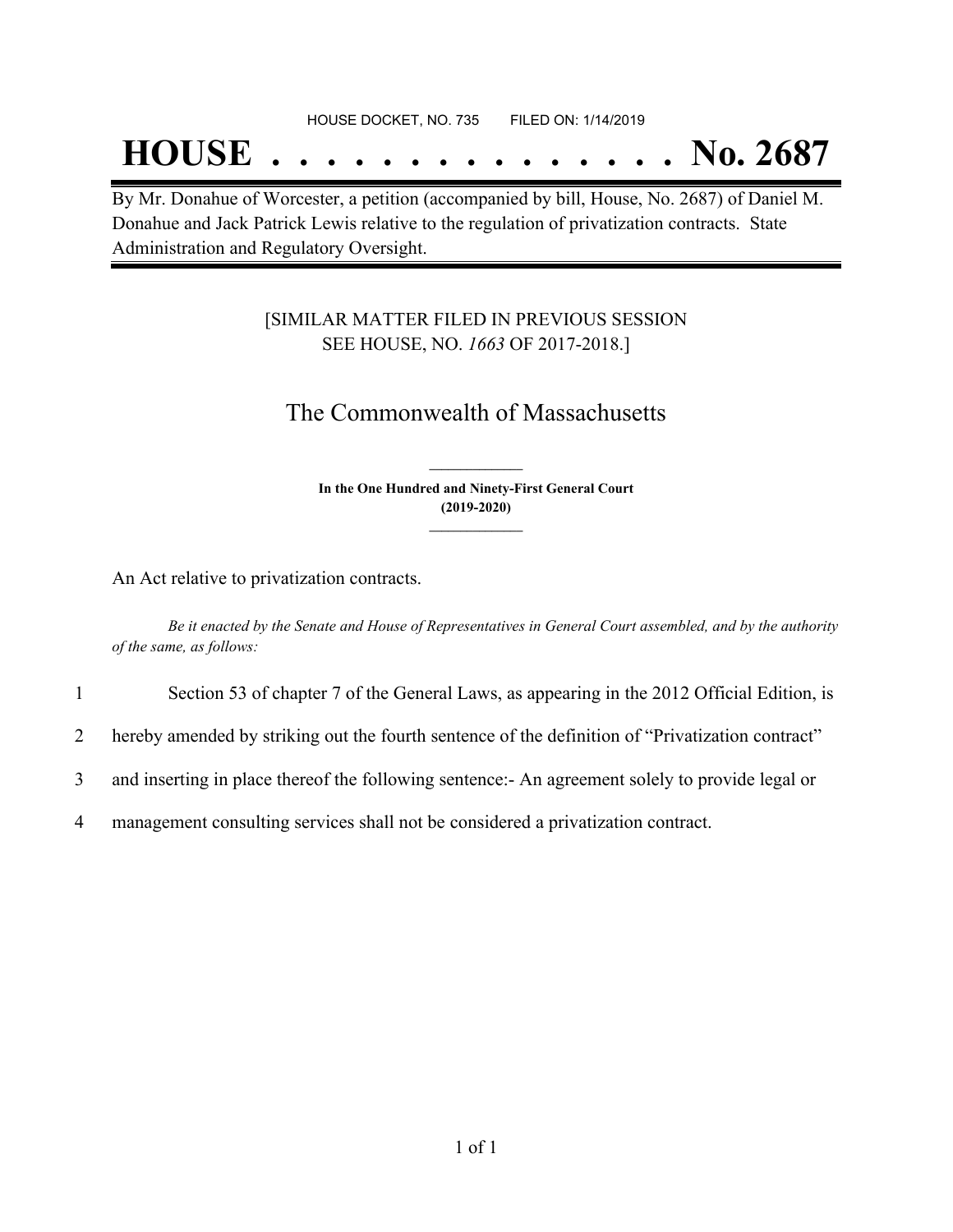HOUSE DOCKET, NO. 735        FILED ON: 1/14/2019

# HOUSE . . . . . . . . . . . . . . . No. 2687

By Mr. Donahue of Worcester, a petition (accompanied by bill, House, No. 2687) of Daniel M. Donahue and Jack Patrick Lewis relative to the regulation of privatization contracts. State Administration and Regulatory Oversight.

[SIMILAR MATTER FILED IN PREVIOUS SESSION SEE HOUSE, NO. *1663* OF 2017-2018.]

## The Commonwealth of Massachusetts

**In the One Hundred and Ninety-First General Court (2019-2020)**

An Act relative to privatization contracts.

*Be it enacted by the Senate and House of Representatives in General Court assembled, and by the authority of the same, as follows:*

1 Section 53 of chapter 7 of the General Laws, as appearing in the 2012 Official Edition, is
2 hereby amended by striking out the fourth sentence of the definition of "Privatization contract"
3 and inserting in place thereof the following sentence:- An agreement solely to provide legal or
4 management consulting services shall not be considered a privatization contract.